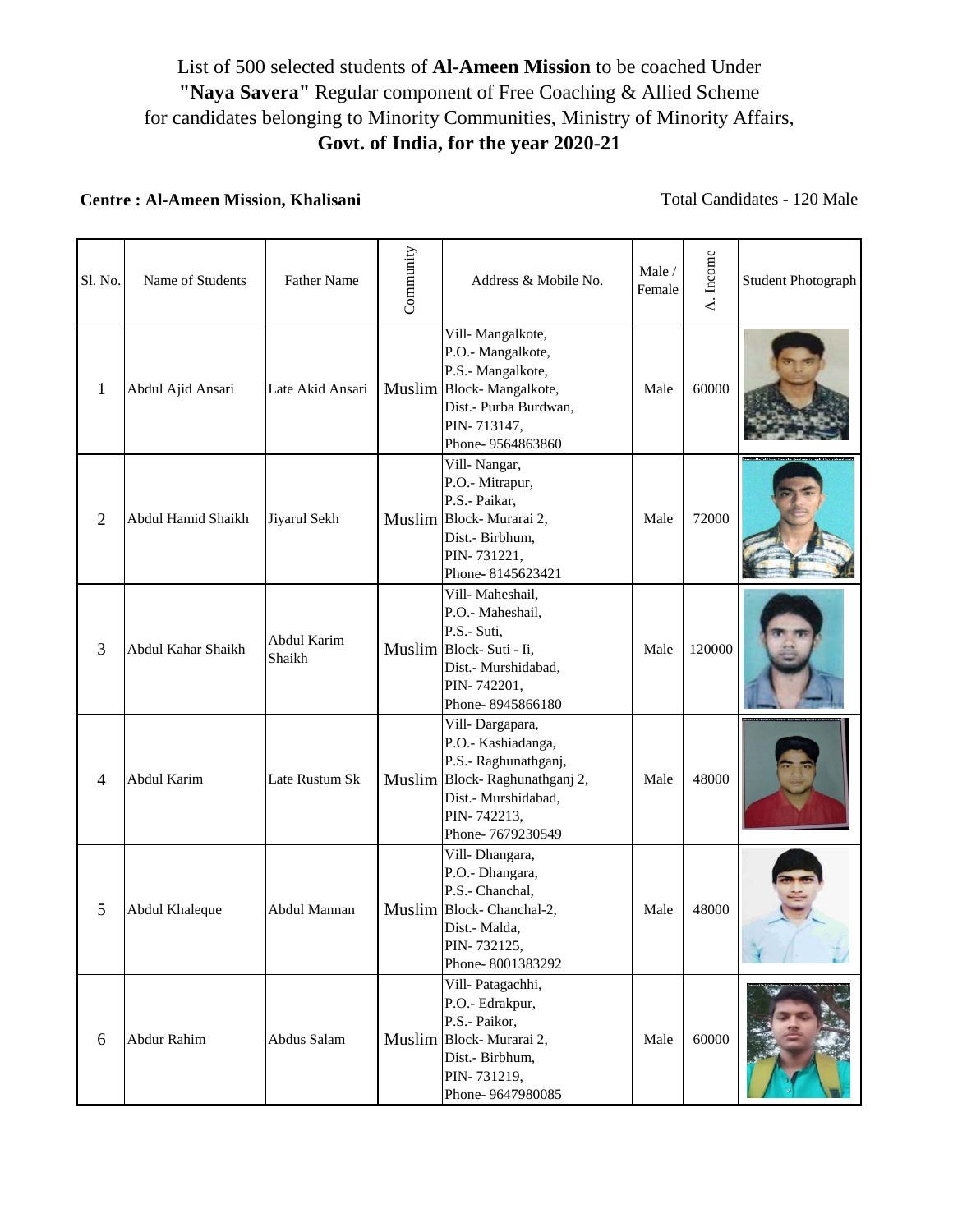List of 500 selected students of **Al-Ameen Mission** to be coached Under **"Naya Savera"** Regular component of Free Coaching & Allied Scheme for candidates belonging to Minority Communities, Ministry of Minority Affairs, **Govt. of India, for the year 2020-21**

**Centre : Al-Ameen Mission, Khalisani** Total Candidates - 120 Male

| Sl. No. | Name of Students | Father Name | Community | Address & Mobile No. | Male / Female | A. Income | Student Photograph |
|---|---|---|---|---|---|---|---|
| 1 | Abdul Ajid Ansari | Late Akid Ansari | Muslim | Vill- Mangalkote, P.O.- Mangalkote, P.S.- Mangalkote, Block- Mangalkote, Dist.- Purba Burdwan, PIN- 713147, Phone- 9564863860 | Male | 60000 | |
| 2 | Abdul Hamid Shaikh | Jiyarul Sekh | Muslim | Vill- Nangar, P.O.- Mitrapur, P.S.- Paikar, Block- Murarai 2, Dist.- Birbhum, PIN- 731221, Phone- 8145623421 | Male | 72000 | |
| 3 | Abdul Kahar Shaikh | Abdul Karim Shaikh | Muslim | Vill- Maheshail, P.O.- Maheshail, P.S.- Suti, Block- Suti - Ii, Dist.- Murshidabad, PIN- 742201, Phone- 8945866180 | Male | 120000 | |
| 4 | Abdul Karim | Late Rustum Sk | Muslim | Vill- Dargapara, P.O.- Kashiadanga, P.S.- Raghunathganj, Block- Raghunathganj 2, Dist.- Murshidabad, PIN- 742213, Phone- 7679230549 | Male | 48000 | |
| 5 | Abdul Khaleque | Abdul Mannan | Muslim | Vill- Dhangara, P.O.- Dhangara, P.S.- Chanchal, Block- Chanchal-2, Dist.- Malda, PIN- 732125, Phone- 8001383292 | Male | 48000 | |
| 6 | Abdur Rahim | Abdus Salam | Muslim | Vill- Patagachhi, P.O.- Edrakpur, P.S.- Paikor, Block- Murarai 2, Dist.- Birbhum, PIN- 731219, Phone- 9647980085 | Male | 60000 | |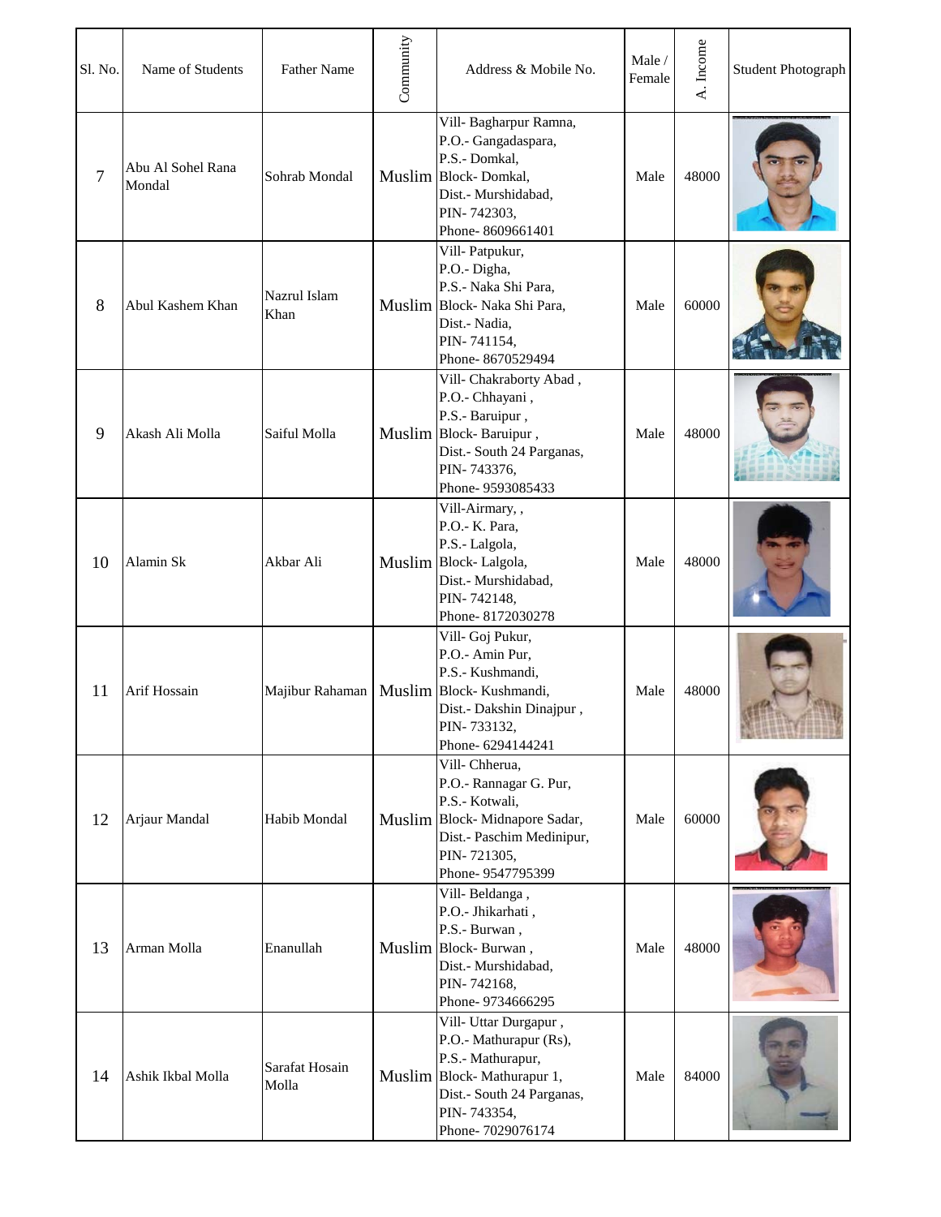| Sl. No. | Name of Students | Father Name | Community | Address & Mobile No. | Male / Female | A. Income | Student Photograph |
|---|---|---|---|---|---|---|---|
| 7 | Abu Al Sohel Rana Mondal | Sohrab Mondal | Muslim | Vill- Bagharpur Ramna, P.O.- Gangadaspara, P.S.- Domkal, Block- Domkal, Dist.- Murshidabad, PIN- 742303, Phone- 8609661401 | Male | 48000 | |
| 8 | Abul Kashem Khan | Nazrul Islam Khan | Muslim | Vill- Patpukur, P.O.- Digha, P.S.- Naka Shi Para, Block- Naka Shi Para, Dist.- Nadia, PIN- 741154, Phone- 8670529494 | Male | 60000 | |
| 9 | Akash Ali Molla | Saiful Molla | Muslim | Vill- Chakraborty Abad , P.O.- Chhayani , P.S.- Baruipur , Block- Baruipur , Dist.- South 24 Parganas, PIN- 743376, Phone- 9593085433 | Male | 48000 | |
| 10 | Alamin Sk | Akbar Ali | Muslim | Vill-Airmary, , P.O.- K. Para, P.S.- Lalgola, Block- Lalgola, Dist.- Murshidabad, PIN- 742148, Phone- 8172030278 | Male | 48000 | |
| 11 | Arif Hossain | Majibur Rahaman | Muslim | Vill- Goj Pukur, P.O.- Amin Pur, P.S.- Kushmandi, Block- Kushmandi, Dist.- Dakshin Dinajpur , PIN- 733132, Phone- 6294144241 | Male | 48000 | |
| 12 | Arjaur Mandal | Habib Mondal | Muslim | Vill- Chherua, P.O.- Rannagar G. Pur, P.S.- Kotwali, Block- Midnapore Sadar, Dist.- Paschim Medinipur, PIN- 721305, Phone- 9547795399 | Male | 60000 | |
| 13 | Arman Molla | Enanullah | Muslim | Vill- Beldanga , P.O.- Jhikarhati , P.S.- Burwan , Block- Burwan , Dist.- Murshidabad, PIN- 742168, Phone- 9734666295 | Male | 48000 | |
| 14 | Ashik Ikbal Molla | Sarafat Hosain Molla | Muslim | Vill- Uttar Durgapur , P.O.- Mathurapur (Rs), P.S.- Mathurapur, Block- Mathurapur 1, Dist.- South 24 Parganas, PIN- 743354, Phone- 7029076174 | Male | 84000 | |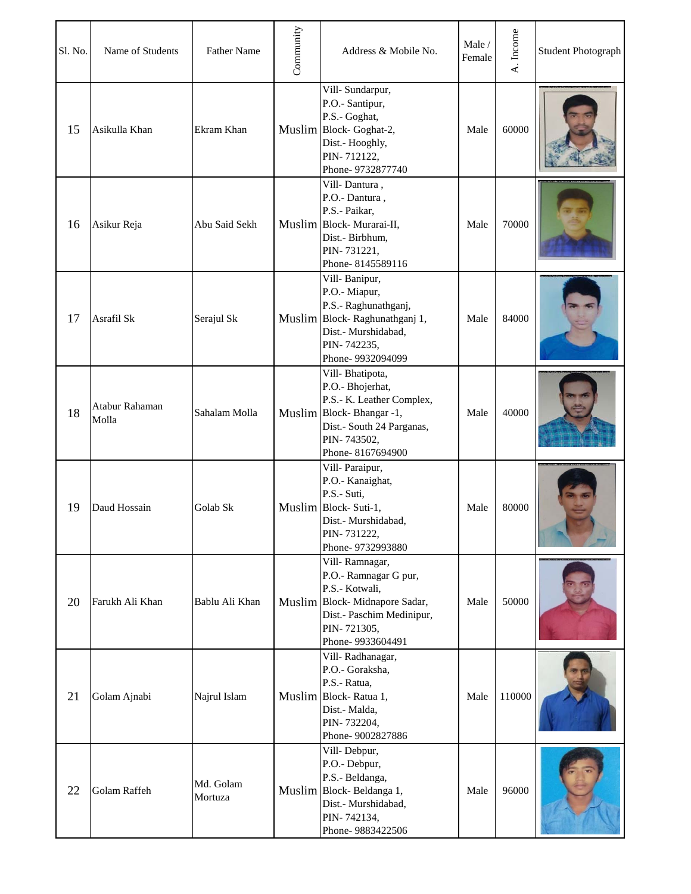| Sl. No. | Name of Students | Father Name | Community | Address & Mobile No. | Male / Female | A. Income | Student Photograph |
|---|---|---|---|---|---|---|---|
| 15 | Asikulla Khan | Ekram Khan | Muslim | Vill- Sundarpur, P.O.- Santipur, P.S.- Goghat, Block- Goghat-2, Dist.- Hooghly, PIN- 712122, Phone- 9732877740 | Male | 60000 | |
| 16 | Asikur Reja | Abu Said Sekh | Muslim | Vill- Dantura , P.O.- Dantura , P.S.- Paikar, Block- Murarai-II, Dist.- Birbhum, PIN- 731221, Phone- 8145589116 | Male | 70000 | |
| 17 | Asrafil Sk | Serajul Sk | Muslim | Vill- Banipur, P.O.- Miapur, P.S.- Raghunathganj, Block- Raghunathganj 1, Dist.- Murshidabad, PIN- 742235, Phone- 9932094099 | Male | 84000 | |
| 18 | Atabur Rahaman Molla | Sahalam Molla | Muslim | Vill- Bhatipota, P.O.- Bhojerhat, P.S.- K. Leather Complex, Block- Bhangar -1, Dist.- South 24 Parganas, PIN- 743502, Phone- 8167694900 | Male | 40000 | |
| 19 | Daud Hossain | Golab Sk | Muslim | Vill- Paraipur, P.O.- Kanaighat, P.S.- Suti, Block- Suti-1, Dist.- Murshidabad, PIN- 731222, Phone- 9732993880 | Male | 80000 | |
| 20 | Farukh Ali Khan | Bablu Ali Khan | Muslim | Vill- Ramnagar, P.O.- Ramnagar G pur, P.S.- Kotwali, Block- Midnapore Sadar, Dist.- Paschim Medinipur, PIN- 721305, Phone- 9933604491 | Male | 50000 | |
| 21 | Golam Ajnabi | Najrul Islam | Muslim | Vill- Radhanagar, P.O.- Goraksha, P.S.- Ratua, Block- Ratua 1, Dist.- Malda, PIN- 732204, Phone- 9002827886 | Male | 110000 | |
| 22 | Golam Raffeh | Md. Golam Mortuza | Muslim | Vill- Debpur, P.O.- Debpur, P.S.- Beldanga, Block- Beldanga 1, Dist.- Murshidabad, PIN- 742134, Phone- 9883422506 | Male | 96000 | |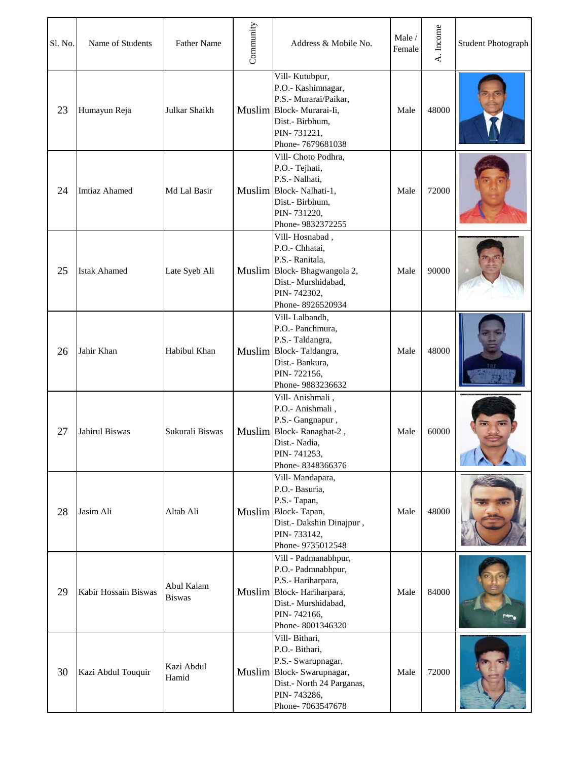| Sl. No. | Name of Students | Father Name | Community | Address & Mobile No. | Male / Female | A. Income | Student Photograph |
|---|---|---|---|---|---|---|---|
| 23 | Humayun Reja | Julkar Shaikh | Muslim | Vill- Kutubpur, P.O.- Kashimnagar, P.S.- Murarai/Paikar, Block- Murarai-Ii, Dist.- Birbhum, PIN- 731221, Phone- 7679681038 | Male | 48000 | |
| 24 | Imtiaz Ahamed | Md Lal Basir | Muslim | Vill- Choto Podhra, P.O.- Tejhati, P.S.- Nalhati, Block- Nalhati-1, Dist.- Birbhum, PIN- 731220, Phone- 9832372255 | Male | 72000 | |
| 25 | Istak Ahamed | Late Syeb Ali | Muslim | Vill- Hosnabad , P.O.- Chhatai, P.S.- Ranitala, Block- Bhagwangola 2, Dist.- Murshidabad, PIN- 742302, Phone- 8926520934 | Male | 90000 | |
| 26 | Jahir Khan | Habibul Khan | Muslim | Vill- Lalbandh, P.O.- Panchmura, P.S.- Taldangra, Block- Taldangra, Dist.- Bankura, PIN- 722156, Phone- 9883236632 | Male | 48000 | |
| 27 | Jahirul Biswas | Sukurali Biswas | Muslim | Vill- Anishmali , P.O.- Anishmali , P.S.- Gangnapur , Block- Ranaghat-2 , Dist.- Nadia, PIN- 741253, Phone- 8348366376 | Male | 60000 | |
| 28 | Jasim Ali | Altab Ali | Muslim | Vill- Mandapara, P.O.- Basuria, P.S.- Tapan, Block- Tapan, Dist.- Dakshin Dinajpur , PIN- 733142, Phone- 9735012548 | Male | 48000 | |
| 29 | Kabir Hossain Biswas | Abul Kalam Biswas | Muslim | Vill - Padmanabhpur, P.O.- Padmnabhpur, P.S.- Hariharpara, Block- Hariharpara, Dist.- Murshidabad, PIN- 742166, Phone- 8001346320 | Male | 84000 | |
| 30 | Kazi Abdul Touquir | Kazi Abdul Hamid | Muslim | Vill- Bithari, P.O.- Bithari, P.S.- Swarupnagar, Block- Swarupnagar, Dist.- North 24 Parganas, PIN- 743286, Phone- 7063547678 | Male | 72000 | |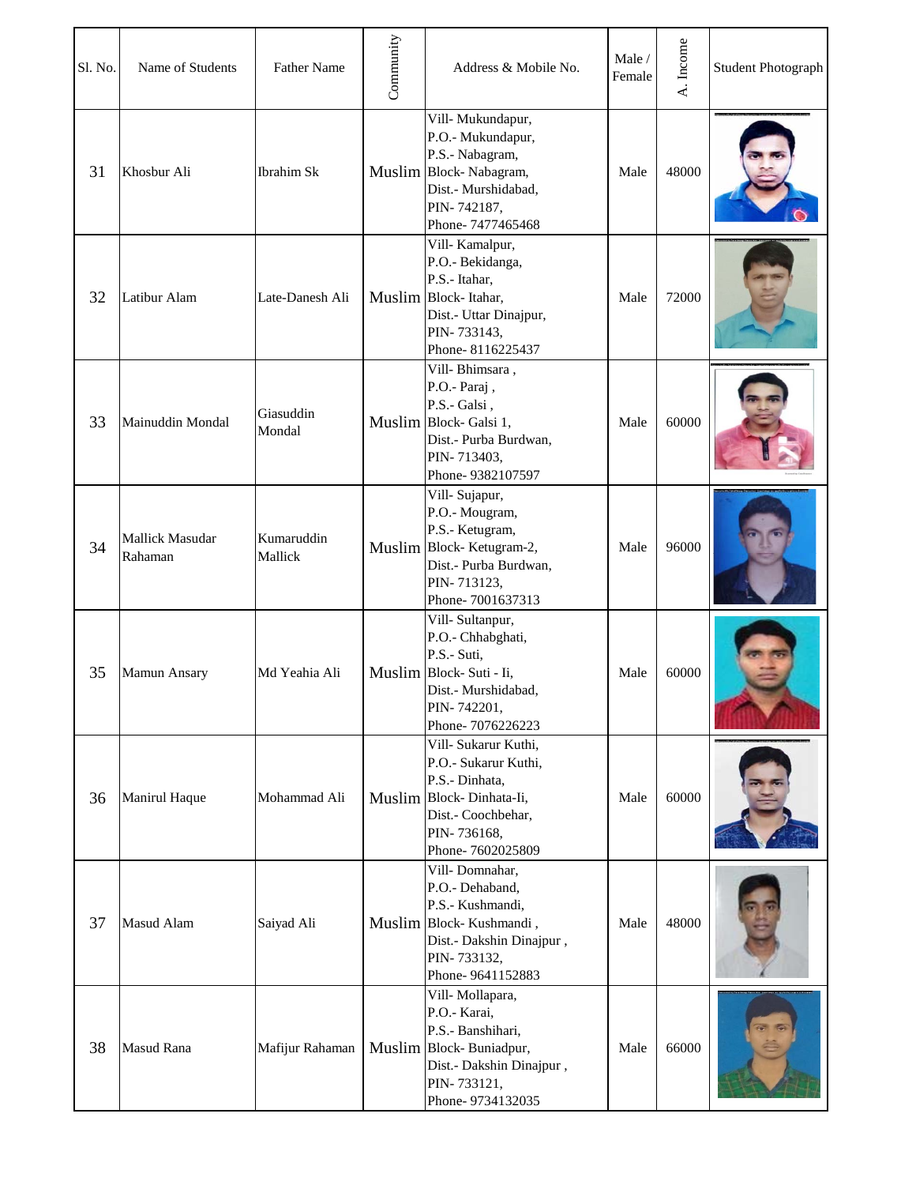| Sl. No. | Name of Students | Father Name | Community | Address & Mobile No. | Male / Female | A. Income | Student Photograph |
|---|---|---|---|---|---|---|---|
| 31 | Khosbur Ali | Ibrahim Sk | Muslim | Vill- Mukundapur, P.O.- Mukundapur, P.S.- Nabagram, Block- Nabagram, Dist.- Murshidabad, PIN- 742187, Phone- 7477465468 | Male | 48000 | |
| 32 | Latibur Alam | Late-Danesh Ali | Muslim | Vill- Kamalpur, P.O.- Bekidanga, P.S.- Itahar, Block- Itahar, Dist.- Uttar Dinajpur, PIN- 733143, Phone- 8116225437 | Male | 72000 | |
| 33 | Mainuddin Mondal | Giasuddin Mondal | Muslim | Vill- Bhimsara , P.O.- Paraj , P.S.- Galsi , Block- Galsi 1, Dist.- Purba Burdwan, PIN- 713403, Phone- 9382107597 | Male | 60000 | |
| 34 | Mallick Masudar Rahaman | Kumaruddin Mallick | Muslim | Vill- Sujapur, P.O.- Mougram, P.S.- Ketugram, Block- Ketugram-2, Dist.- Purba Burdwan, PIN- 713123, Phone- 7001637313 | Male | 96000 | |
| 35 | Mamun Ansary | Md Yeahia Ali | Muslim | Vill- Sultanpur, P.O.- Chhabghati, P.S.- Suti, Block- Suti - Ii, Dist.- Murshidabad, PIN- 742201, Phone- 7076226223 | Male | 60000 | |
| 36 | Manirul Haque | Mohammad Ali | Muslim | Vill- Sukarur Kuthi, P.O.- Sukarur Kuthi, P.S.- Dinhata, Block- Dinhata-Ii, Dist.- Coochbehar, PIN- 736168, Phone- 7602025809 | Male | 60000 | |
| 37 | Masud Alam | Saiyad Ali | Muslim | Vill- Domnahar, P.O.- Dehaband, P.S.- Kushmandi, Block- Kushmandi , Dist.- Dakshin Dinajpur , PIN- 733132, Phone- 9641152883 | Male | 48000 | |
| 38 | Masud Rana | Mafijur Rahaman | Muslim | Vill- Mollapara, P.O.- Karai, P.S.- Banshihari, Block- Buniadpur, Dist.- Dakshin Dinajpur , PIN- 733121, Phone- 9734132035 | Male | 66000 | |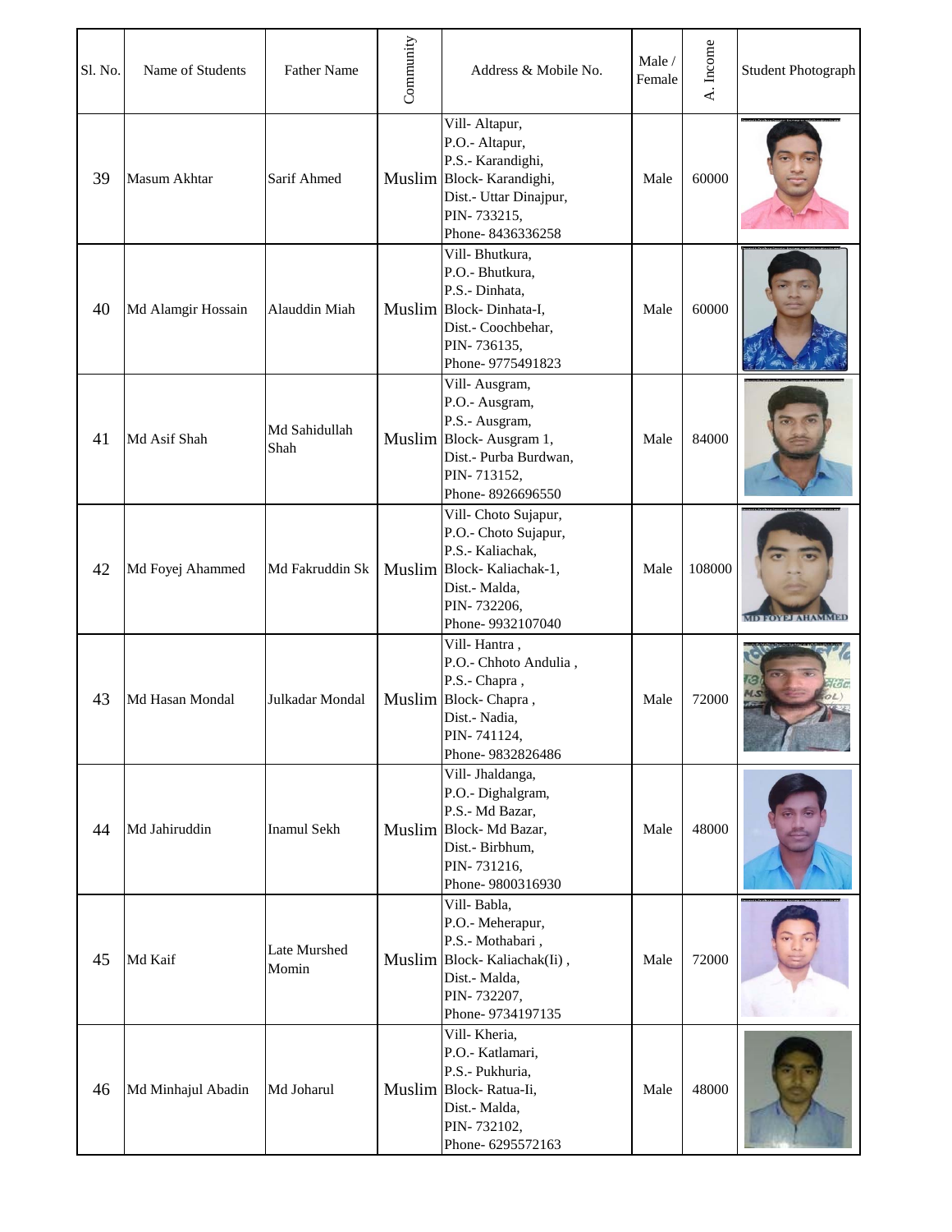| Sl. No. | Name of Students | Father Name | Community | Address & Mobile No. | Male / Female | A. Income | Student Photograph |
|---|---|---|---|---|---|---|---|
| 39 | Masum Akhtar | Sarif Ahmed | Muslim | Vill- Altapur, P.O.- Altapur, P.S.- Karandighi, Block- Karandighi, Dist.- Uttar Dinajpur, PIN- 733215, Phone- 8436336258 | Male | 60000 | |
| 40 | Md Alamgir Hossain | Alauddin Miah | Muslim | Vill- Bhutkura, P.O.- Bhutkura, P.S.- Dinhata, Block- Dinhata-I, Dist.- Coochbehar, PIN- 736135, Phone- 9775491823 | Male | 60000 | |
| 41 | Md Asif Shah | Md Sahidullah Shah | Muslim | Vill- Ausgram, P.O.- Ausgram, P.S.- Ausgram, Block- Ausgram 1, Dist.- Purba Burdwan, PIN- 713152, Phone- 8926696550 | Male | 84000 | |
| 42 | Md Foyej Ahammed | Md Fakruddin Sk | Muslim | Vill- Choto Sujapur, P.O.- Choto Sujapur, P.S.- Kaliachak, Block- Kaliachak-1, Dist.- Malda, PIN- 732206, Phone- 9932107040 | Male | 108000 | |
| 43 | Md Hasan Mondal | Julkadar Mondal | Muslim | Vill- Hantra , P.O.- Chhoto Andulia , P.S.- Chapra , Block- Chapra , Dist.- Nadia, PIN- 741124, Phone- 9832826486 | Male | 72000 | |
| 44 | Md Jahiruddin | Inamul Sekh | Muslim | Vill- Jhaldanga, P.O.- Dighalgram, P.S.- Md Bazar, Block- Md Bazar, Dist.- Birbhum, PIN- 731216, Phone- 9800316930 | Male | 48000 | |
| 45 | Md Kaif | Late Murshed Momin | Muslim | Vill- Babla, P.O.- Meherapur, P.S.- Mothabari , Block- Kaliachak(Ii) , Dist.- Malda, PIN- 732207, Phone- 9734197135 | Male | 72000 | |
| 46 | Md Minhajul Abadin | Md Joharul | Muslim | Vill- Kheria, P.O.- Katlamari, P.S.- Pukhuria, Block- Ratua-Ii, Dist.- Malda, PIN- 732102, Phone- 6295572163 | Male | 48000 | |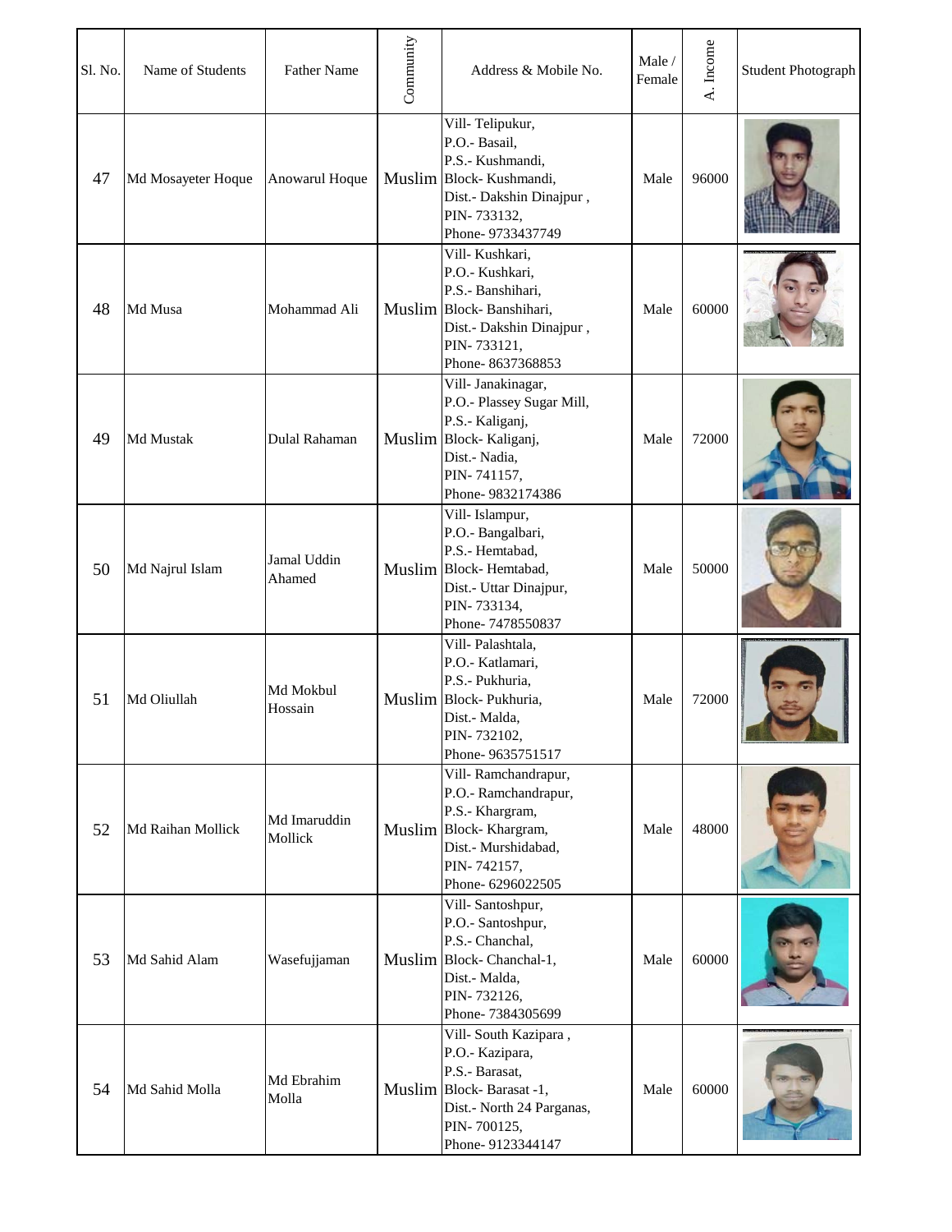| Sl. No. | Name of Students | Father Name | Community | Address & Mobile No. | Male / Female | A. Income | Student Photograph |
|---|---|---|---|---|---|---|---|
| 47 | Md Mosayeter Hoque | Anowarul Hoque | Muslim | Vill- Telipukur, P.O.- Basail, P.S.- Kushmandi, Block- Kushmandi, Dist.- Dakshin Dinajpur , PIN- 733132, Phone- 9733437749 | Male | 96000 | |
| 48 | Md Musa | Mohammad Ali | Muslim | Vill- Kushkari, P.O.- Kushkari, P.S.- Banshihari, Block- Banshihari, Dist.- Dakshin Dinajpur , PIN- 733121, Phone- 8637368853 | Male | 60000 | |
| 49 | Md Mustak | Dulal Rahaman | Muslim | Vill- Janakinagar, P.O.- Plassey Sugar Mill, P.S.- Kaliganj, Block- Kaliganj, Dist.- Nadia, PIN- 741157, Phone- 9832174386 | Male | 72000 | |
| 50 | Md Najrul Islam | Jamal Uddin Ahamed | Muslim | Vill- Islampur, P.O.- Bangalbari, P.S.- Hemtabad, Block- Hemtabad, Dist.- Uttar Dinajpur, PIN- 733134, Phone- 7478550837 | Male | 50000 | |
| 51 | Md Oliullah | Md Mokbul Hossain | Muslim | Vill- Palashtala, P.O.- Katlamari, P.S.- Pukhuria, Block- Pukhuria, Dist.- Malda, PIN- 732102, Phone- 9635751517 | Male | 72000 | |
| 52 | Md Raihan Mollick | Md Imaruddin Mollick | Muslim | Vill- Ramchandrapur, P.O.- Ramchandrapur, P.S.- Khargram, Block- Khargram, Dist.- Murshidabad, PIN- 742157, Phone- 6296022505 | Male | 48000 | |
| 53 | Md Sahid Alam | Wasefujjaman | Muslim | Vill- Santoshpur, P.O.- Santoshpur, P.S.- Chanchal, Block- Chanchal-1, Dist.- Malda, PIN- 732126, Phone- 7384305699 | Male | 60000 | |
| 54 | Md Sahid Molla | Md Ebrahim Molla | Muslim | Vill- South Kazipara , P.O.- Kazipara, P.S.- Barasat, Block- Barasat -1, Dist.- North 24 Parganas, PIN- 700125, Phone- 9123344147 | Male | 60000 | |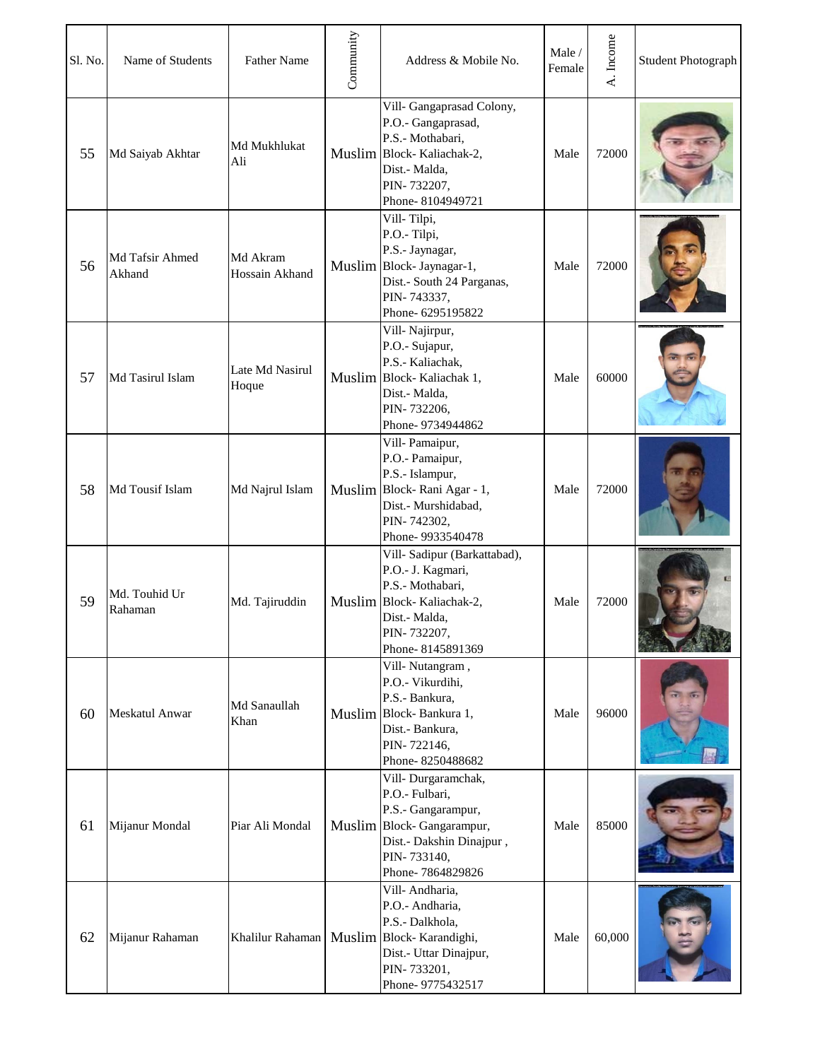| Sl. No. | Name of Students | Father Name | Community | Address & Mobile No. | Male / Female | A. Income | Student Photograph |
|---|---|---|---|---|---|---|---|
| 55 | Md Saiyab Akhtar | Md Mukhlukat Ali | Muslim | Vill- Gangaprasad Colony, P.O.- Gangaprasad, P.S.- Mothabari, Block- Kaliachak-2, Dist.- Malda, PIN- 732207, Phone- 8104949721 | Male | 72000 | |
| 56 | Md Tafsir Ahmed Akhand | Md Akram Hossain Akhand | Muslim | Vill- Tilpi, P.O.- Tilpi, P.S.- Jaynagar, Block- Jaynagar-1, Dist.- South 24 Parganas, PIN- 743337, Phone- 6295195822 | Male | 72000 | |
| 57 | Md Tasirul Islam | Late Md Nasirul Hoque | Muslim | Vill- Najirpur, P.O.- Sujapur, P.S.- Kaliachak, Block- Kaliachak 1, Dist.- Malda, PIN- 732206, Phone- 9734944862 | Male | 60000 | |
| 58 | Md Tousif Islam | Md Najrul Islam | Muslim | Vill- Pamaipur, P.O.- Pamaipur, P.S.- Islampur, Block- Rani Agar - 1, Dist.- Murshidabad, PIN- 742302, Phone- 9933540478 | Male | 72000 | |
| 59 | Md. Touhid Ur Rahaman | Md. Tajiruddin | Muslim | Vill- Sadipur (Barkattabad), P.O.- J. Kagmari, P.S.- Mothabari, Block- Kaliachak-2, Dist.- Malda, PIN- 732207, Phone- 8145891369 | Male | 72000 | |
| 60 | Meskatul Anwar | Md Sanaullah Khan | Muslim | Vill- Nutangram , P.O.- Vikurdihi, P.S.- Bankura, Block- Bankura 1, Dist.- Bankura, PIN- 722146, Phone- 8250488682 | Male | 96000 | |
| 61 | Mijanur Mondal | Piar Ali Mondal | Muslim | Vill- Durgaramchak, P.O.- Fulbari, P.S.- Gangarampur, Block- Gangarampur, Dist.- Dakshin Dinajpur , PIN- 733140, Phone- 7864829826 | Male | 85000 | |
| 62 | Mijanur Rahaman | Khalilur Rahaman | Muslim | Vill- Andharia, P.O.- Andharia, P.S.- Dalkhola, Block- Karandighi, Dist.- Uttar Dinajpur, PIN- 733201, Phone- 9775432517 | Male | 60,000 | |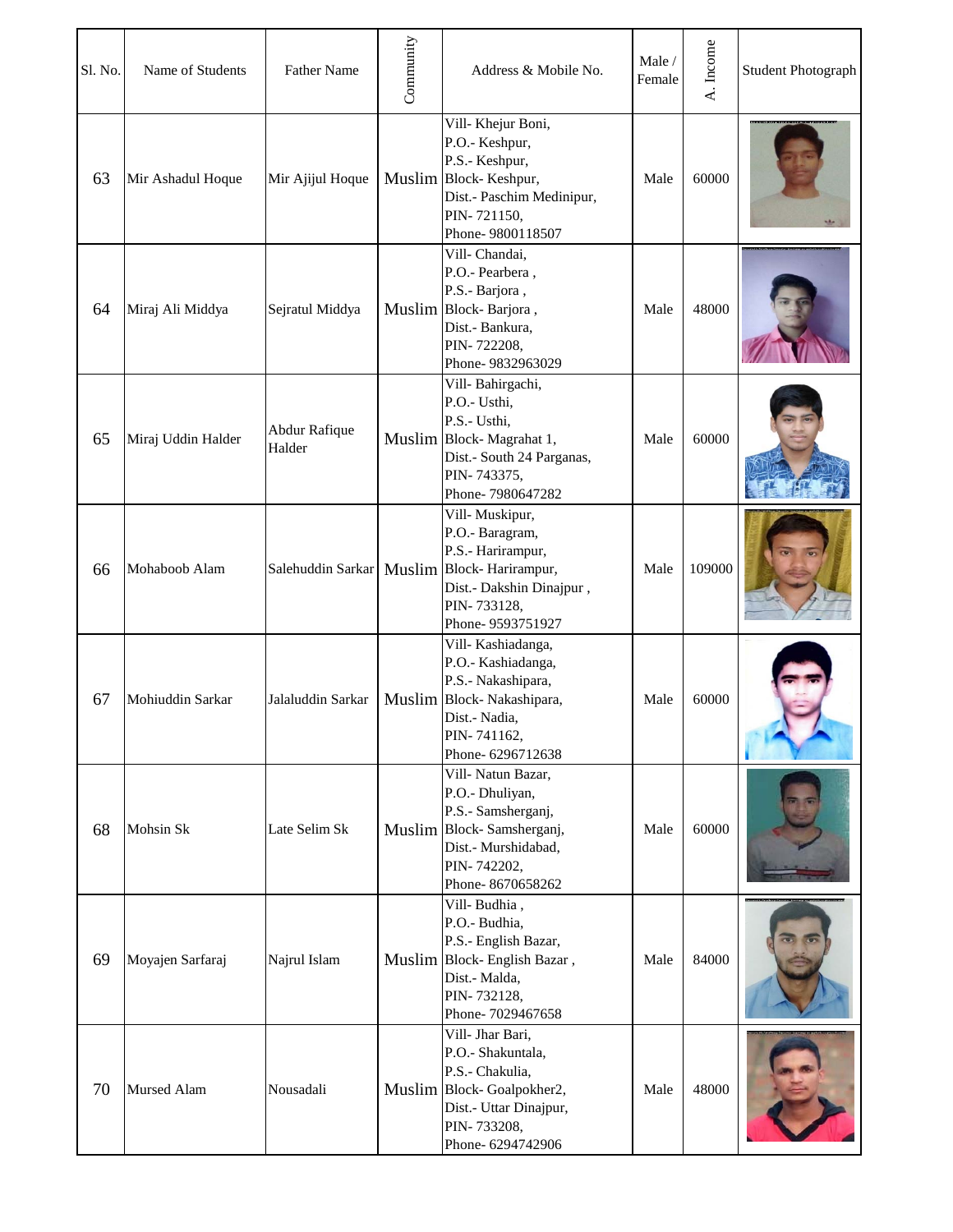| Sl. No. | Name of Students | Father Name | Community | Address & Mobile No. | Male / Female | A. Income | Student Photograph |
|---|---|---|---|---|---|---|---|
| 63 | Mir Ashadul Hoque | Mir Ajijul Hoque | Muslim | Vill- Khejur Boni, P.O.- Keshpur, P.S.- Keshpur, Block- Keshpur, Dist.- Paschim Medinipur, PIN- 721150, Phone- 9800118507 | Male | 60000 | |
| 64 | Miraj Ali Middya | Sejratul Middya | Muslim | Vill- Chandai, P.O.- Pearbera , P.S.- Barjora , Block- Barjora , Dist.- Bankura, PIN- 722208, Phone- 9832963029 | Male | 48000 | |
| 65 | Miraj Uddin Halder | Abdur Rafique Halder | Muslim | Vill- Bahirgachi, P.O.- Usthi, P.S.- Usthi, Block- Magrahat 1, Dist.- South 24 Parganas, PIN- 743375, Phone- 7980647282 | Male | 60000 | |
| 66 | Mohaboob Alam | Salehuddin Sarkar | Muslim | Vill- Muskipur, P.O.- Baragram, P.S.- Harirampur, Block- Harirampur, Dist.- Dakshin Dinajpur , PIN- 733128, Phone- 9593751927 | Male | 109000 | |
| 67 | Mohiuddin Sarkar | Jalaluddin Sarkar | Muslim | Vill- Kashiadanga, P.O.- Kashiadanga, P.S.- Nakashipara, Block- Nakashipara, Dist.- Nadia, PIN- 741162, Phone- 6296712638 | Male | 60000 | |
| 68 | Mohsin Sk | Late Selim Sk | Muslim | Vill- Natun Bazar, P.O.- Dhuliyan, P.S.- Samsherganj, Block- Samsherganj, Dist.- Murshidabad, PIN- 742202, Phone- 8670658262 | Male | 60000 | |
| 69 | Moyajen Sarfaraj | Najrul Islam | Muslim | Vill- Budhia , P.O.- Budhia, P.S.- English Bazar, Block- English Bazar , Dist.- Malda, PIN- 732128, Phone- 7029467658 | Male | 84000 | |
| 70 | Mursed Alam | Nousadali | Muslim | Vill- Jhar Bari, P.O.- Shakuntala, P.S.- Chakulia, Block- Goalpokher2, Dist.- Uttar Dinajpur, PIN- 733208, Phone- 6294742906 | Male | 48000 | |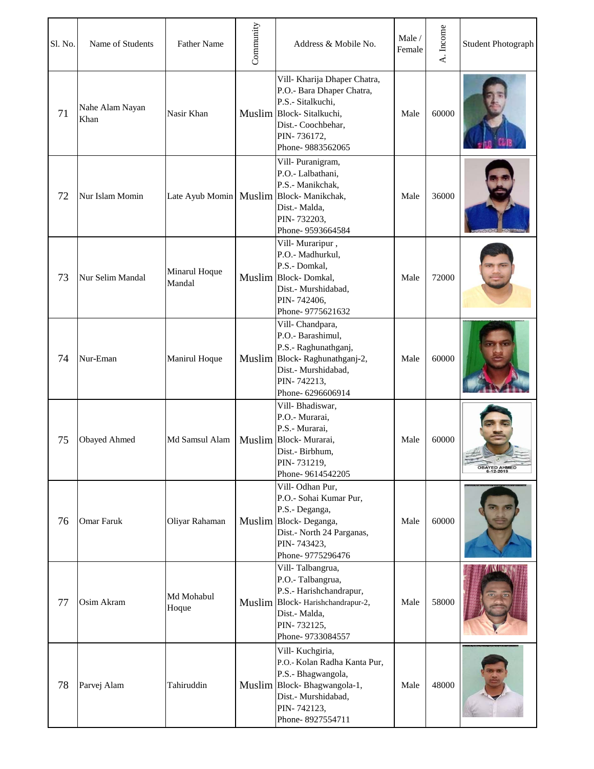| Sl. No. | Name of Students | Father Name | Community | Address & Mobile No. | Male / Female | A. Income | Student Photograph |
|---|---|---|---|---|---|---|---|
| 71 | Nahe Alam Nayan Khan | Nasir Khan | Muslim | Vill- Kharija Dhaper Chatra, P.O.- Bara Dhaper Chatra, P.S.- Sitalkuchi, Block- Sitalkuchi, Dist.- Coochbehar, PIN- 736172, Phone- 9883562065 | Male | 60000 | |
| 72 | Nur Islam Momin | Late Ayub Momin | Muslim | Vill- Puranigram, P.O.- Lalbathani, P.S.- Manikchak, Block- Manikchak, Dist.- Malda, PIN- 732203, Phone- 9593664584 | Male | 36000 | |
| 73 | Nur Selim Mandal | Minarul Hoque Mandal | Muslim | Vill- Muraripur , P.O.- Madhurkul, P.S.- Domkal, Block- Domkal, Dist.- Murshidabad, PIN- 742406, Phone- 9775621632 | Male | 72000 | |
| 74 | Nur-Eman | Manirul Hoque | Muslim | Vill- Chandpara, P.O.- Barashimul, P.S.- Raghunathganj, Block- Raghunathganj-2, Dist.- Murshidabad, PIN- 742213, Phone- 6296606914 | Male | 60000 | |
| 75 | Obayed Ahmed | Md Samsul Alam | Muslim | Vill- Bhadiswar, P.O.- Murarai, P.S.- Murarai, Block- Murarai, Dist.- Birbhum, PIN- 731219, Phone- 9614542205 | Male | 60000 | |
| 76 | Omar Faruk | Oliyar Rahaman | Muslim | Vill- Odhan Pur, P.O.- Sohai Kumar Pur, P.S.- Deganga, Block- Deganga, Dist.- North 24 Parganas, PIN- 743423, Phone- 9775296476 | Male | 60000 | |
| 77 | Osim Akram | Md Mohabul Hoque | Muslim | Vill- Talbangrua, P.O.- Talbangrua, P.S.- Harishchandrapur, Block- Harishchandrapur-2, Dist.- Malda, PIN- 732125, Phone- 9733084557 | Male | 58000 | |
| 78 | Parvej Alam | Tahiruddin | Muslim | Vill- Kuchgiria, P.O.- Kolan Radha Kanta Pur, P.S.- Bhagwangola, Block- Bhagwangola-1, Dist.- Murshidabad, PIN- 742123, Phone- 8927554711 | Male | 48000 | |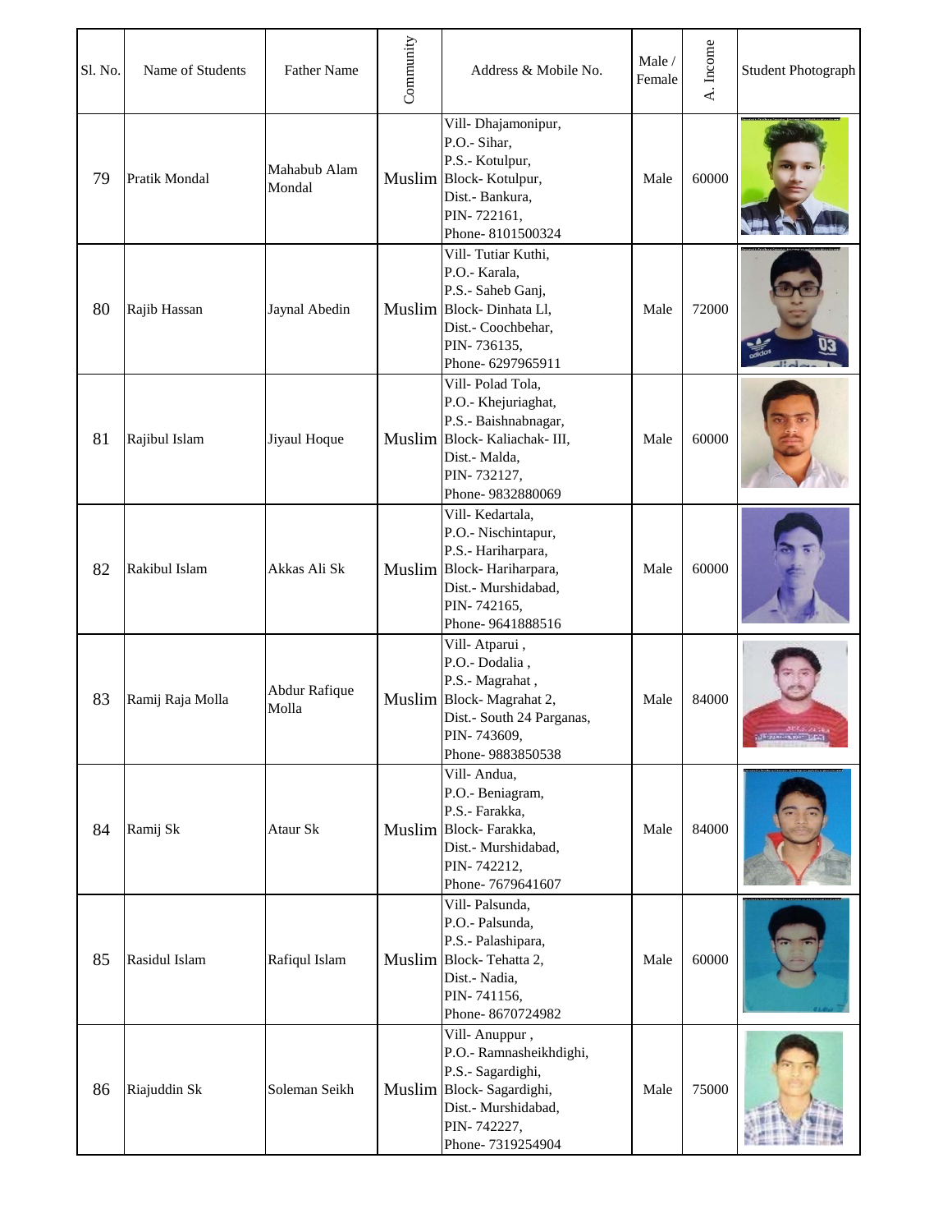| Sl. No. | Name of Students | Father Name | Community | Address & Mobile No. | Male / Female | A. Income | Student Photograph |
|---|---|---|---|---|---|---|---|
| 79 | Pratik Mondal | Mahabub Alam Mondal | Muslim | Vill- Dhajamonipur, P.O.- Sihar, P.S.- Kotulpur, Block- Kotulpur, Dist.- Bankura, PIN- 722161, Phone- 8101500324 | Male | 60000 | |
| 80 | Rajib Hassan | Jaynal Abedin | Muslim | Vill- Tutiar Kuthi, P.O.- Karala, P.S.- Saheb Ganj, Block- Dinhata Ll, Dist.- Coochbehar, PIN- 736135, Phone- 6297965911 | Male | 72000 | |
| 81 | Rajibul Islam | Jiyaul Hoque | Muslim | Vill- Polad Tola, P.O.- Khejuriaghat, P.S.- Baishnabnagar, Block- Kaliachak- III, Dist.- Malda, PIN- 732127, Phone- 9832880069 | Male | 60000 | |
| 82 | Rakibul Islam | Akkas Ali Sk | Muslim | Vill- Kedartala, P.O.- Nischintapur, P.S.- Hariharpara, Block- Hariharpara, Dist.- Murshidabad, PIN- 742165, Phone- 9641888516 | Male | 60000 | |
| 83 | Ramij Raja Molla | Abdur Rafique Molla | Muslim | Vill- Atparui , P.O.- Dodalia , P.S.- Magrahat , Block- Magrahat 2, Dist.- South 24 Parganas, PIN- 743609, Phone- 9883850538 | Male | 84000 | |
| 84 | Ramij Sk | Ataur Sk | Muslim | Vill- Andua, P.O.- Beniagram, P.S.- Farakka, Block- Farakka, Dist.- Murshidabad, PIN- 742212, Phone- 7679641607 | Male | 84000 | |
| 85 | Rasidul Islam | Rafiqul Islam | Muslim | Vill- Palsunda, P.O.- Palsunda, P.S.- Palashipara, Block- Tehatta 2, Dist.- Nadia, PIN- 741156, Phone- 8670724982 | Male | 60000 | |
| 86 | Riajuddin Sk | Soleman Seikh | Muslim | Vill- Anuppur , P.O.- Ramnasheikhdighi, P.S.- Sagardighi, Block- Sagardighi, Dist.- Murshidabad, PIN- 742227, Phone- 7319254904 | Male | 75000 | |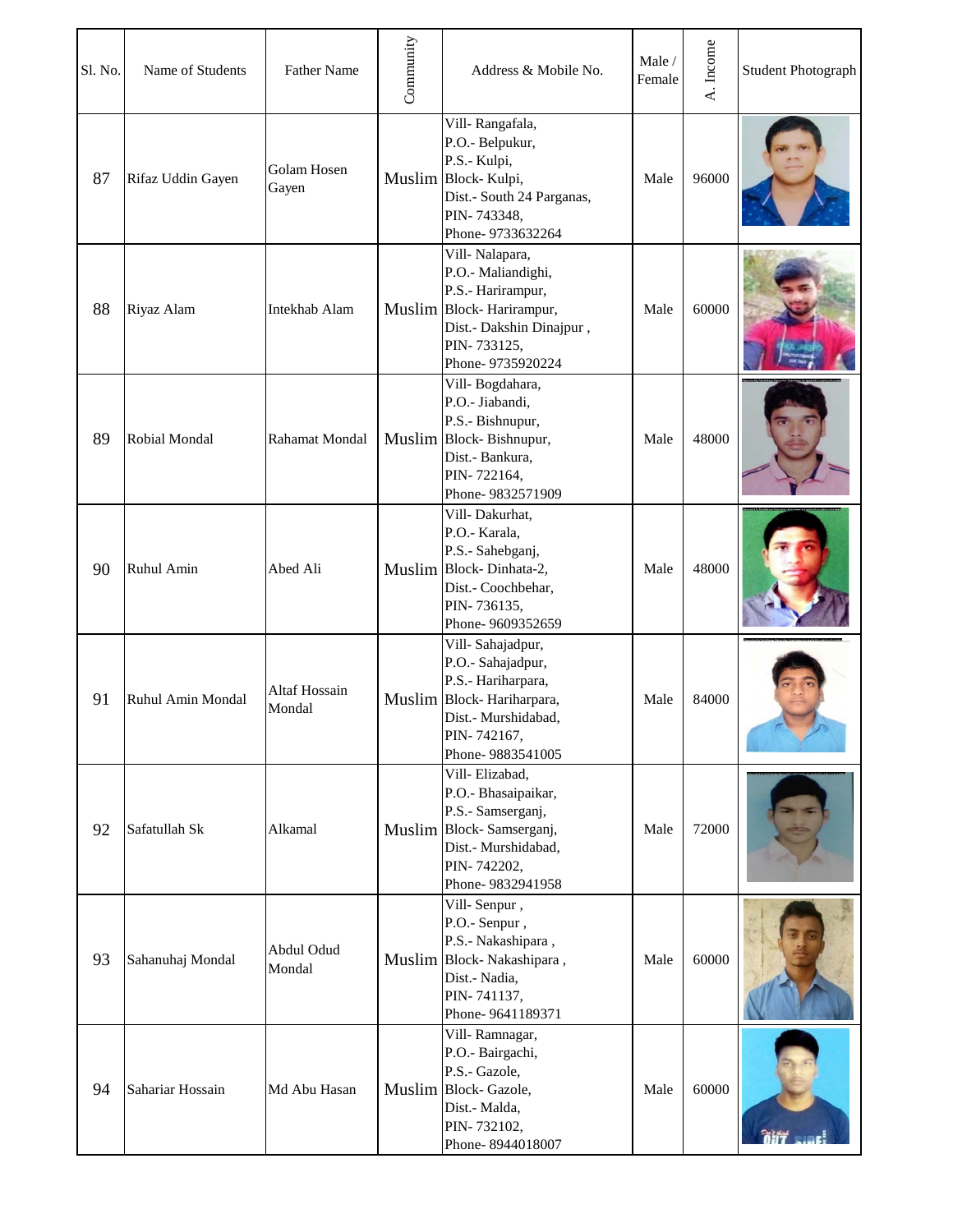| Sl. No. | Name of Students | Father Name | Community | Address & Mobile No. | Male / Female | A. Income | Student Photograph |
|---|---|---|---|---|---|---|---|
| 87 | Rifaz Uddin Gayen | Golam Hosen Gayen | Muslim | Vill- Rangafala, P.O.- Belpukur, P.S.- Kulpi, Block- Kulpi, Dist.- South 24 Parganas, PIN- 743348, Phone- 9733632264 | Male | 96000 | |
| 88 | Riyaz Alam | Intekhab Alam | Muslim | Vill- Nalapara, P.O.- Maliandighi, P.S.- Harirampur, Block- Harirampur, Dist.- Dakshin Dinajpur , PIN- 733125, Phone- 9735920224 | Male | 60000 | |
| 89 | Robial Mondal | Rahamat Mondal | Muslim | Vill- Bogdahara, P.O.- Jiabandi, P.S.- Bishnupur, Block- Bishnupur, Dist.- Bankura, PIN- 722164, Phone- 9832571909 | Male | 48000 | |
| 90 | Ruhul Amin | Abed Ali | Muslim | Vill- Dakurhat, P.O.- Karala, P.S.- Sahebganj, Block- Dinhata-2, Dist.- Coochbehar, PIN- 736135, Phone- 9609352659 | Male | 48000 | |
| 91 | Ruhul Amin Mondal | Altaf Hossain Mondal | Muslim | Vill- Sahajadpur, P.O.- Sahajadpur, P.S.- Hariharpara, Block- Hariharpara, Dist.- Murshidabad, PIN- 742167, Phone- 9883541005 | Male | 84000 | |
| 92 | Safatullah Sk | Alkamal | Muslim | Vill- Elizabad, P.O.- Bhasaipaikar, P.S.- Samserganj, Block- Samserganj, Dist.- Murshidabad, PIN- 742202, Phone- 9832941958 | Male | 72000 | |
| 93 | Sahanuhaj Mondal | Abdul Odud Mondal | Muslim | Vill- Senpur , P.O.- Senpur , P.S.- Nakashipara , Block- Nakashipara , Dist.- Nadia, PIN- 741137, Phone- 9641189371 | Male | 60000 | |
| 94 | Sahariar Hossain | Md Abu Hasan | Muslim | Vill- Ramnagar, P.O.- Bairgachi, P.S.- Gazole, Block- Gazole, Dist.- Malda, PIN- 732102, Phone- 8944018007 | Male | 60000 | |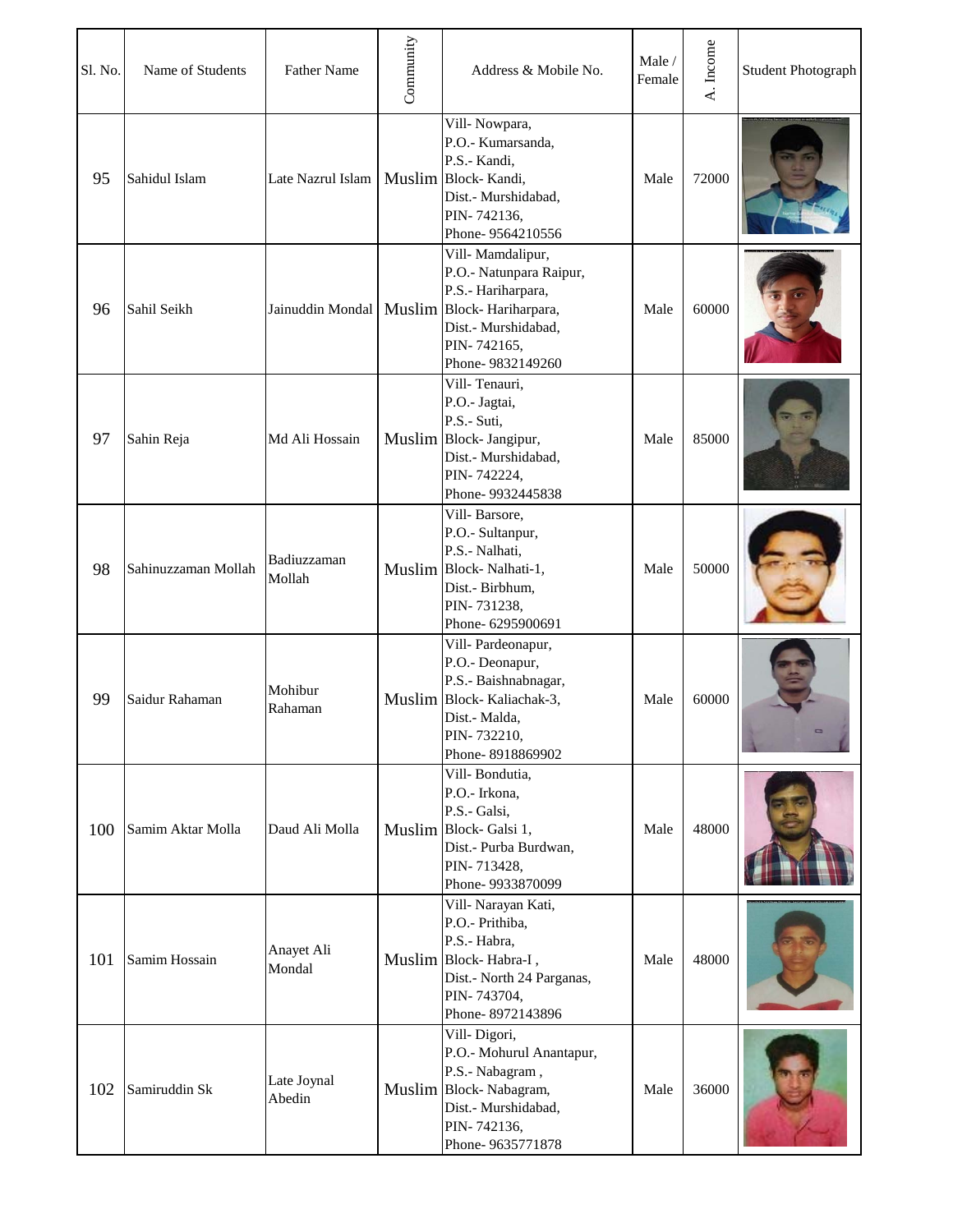| Sl. No. | Name of Students | Father Name | Community | Address & Mobile No. | Male / Female | A. Income | Student Photograph |
|---|---|---|---|---|---|---|---|
| 95 | Sahidul Islam | Late Nazrul Islam | Muslim | Vill- Nowpara, P.O.- Kumarsanda, P.S.- Kandi, Block- Kandi, Dist.- Murshidabad, PIN- 742136, Phone- 9564210556 | Male | 72000 | |
| 96 | Sahil Seikh | Jainuddin Mondal | Muslim | Vill- Mamdalipur, P.O.- Natunpara Raipur, P.S.- Hariharpara, Block- Hariharpara, Dist.- Murshidabad, PIN- 742165, Phone- 9832149260 | Male | 60000 | |
| 97 | Sahin Reja | Md Ali Hossain | Muslim | Vill- Tenauri, P.O.- Jagtai, P.S.- Suti, Block- Jangipur, Dist.- Murshidabad, PIN- 742224, Phone- 9932445838 | Male | 85000 | |
| 98 | Sahinuzzaman Mollah | Badiuzzaman Mollah | Muslim | Vill- Barsore, P.O.- Sultanpur, P.S.- Nalhati, Block- Nalhati-1, Dist.- Birbhum, PIN- 731238, Phone- 6295900691 | Male | 50000 | |
| 99 | Saidur Rahaman | Mohibur Rahaman | Muslim | Vill- Pardeonapur, P.O.- Deonapur, P.S.- Baishnabnagar, Block- Kaliachak-3, Dist.- Malda, PIN- 732210, Phone- 8918869902 | Male | 60000 | |
| 100 | Samim Aktar Molla | Daud Ali Molla | Muslim | Vill- Bondutia, P.O.- Irkona, P.S.- Galsi, Block- Galsi 1, Dist.- Purba Burdwan, PIN- 713428, Phone- 9933870099 | Male | 48000 | |
| 101 | Samim Hossain | Anayet Ali Mondal | Muslim | Vill- Narayan Kati, P.O.- Prithiba, P.S.- Habra, Block- Habra-I , Dist.- North 24 Parganas, PIN- 743704, Phone- 8972143896 | Male | 48000 | |
| 102 | Samiruddin Sk | Late Joynal Abedin | Muslim | Vill- Digori, P.O.- Mohurul Anantapur, P.S.- Nabagram , Block- Nabagram, Dist.- Murshidabad, PIN- 742136, Phone- 9635771878 | Male | 36000 | |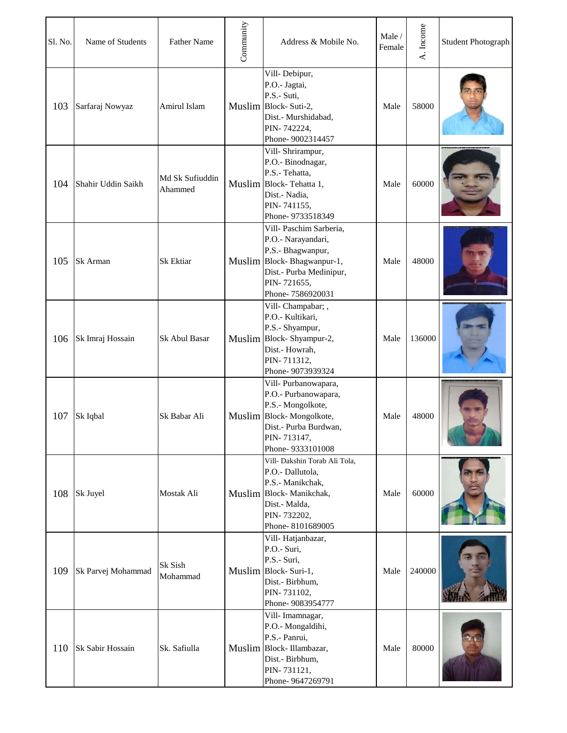| Sl. No. | Name of Students | Father Name | Community | Address & Mobile No. | Male / Female | A. Income | Student Photograph |
|---|---|---|---|---|---|---|---|
| 103 | Sarfaraj Nowyaz | Amirul Islam | Muslim | Vill- Debipur, P.O.- Jagtai, P.S.- Suti, Block- Suti-2, Dist.- Murshidabad, PIN- 742224, Phone- 9002314457 | Male | 58000 | |
| 104 | Shahir Uddin Saikh | Md Sk Sufiuddin Ahammed | Muslim | Vill- Shrirampur, P.O.- Binodnagar, P.S.- Tehatta, Block- Tehatta 1, Dist.- Nadia, PIN- 741155, Phone- 9733518349 | Male | 60000 | |
| 105 | Sk Arman | Sk Ektiar | Muslim | Vill- Paschim Sarberia, P.O.- Narayandari, P.S.- Bhagwanpur, Block- Bhagwanpur-1, Dist.- Purba Medinipur, PIN- 721655, Phone- 7586920031 | Male | 48000 | |
| 106 | Sk Imraj Hossain | Sk Abul Basar | Muslim | Vill- Champabar; , P.O.- Kultikari, P.S.- Shyampur, Block- Shyampur-2, Dist.- Howrah, PIN- 711312, Phone- 9073939324 | Male | 136000 | |
| 107 | Sk Iqbal | Sk Babar Ali | Muslim | Vill- Purbanowapara, P.O.- Purbanowapara, P.S.- Mongolkote, Block- Mongolkote, Dist.- Purba Burdwan, PIN- 713147, Phone- 9333101008 | Male | 48000 | |
| 108 | Sk Juyel | Mostak Ali | Muslim | Vill- Dakshin Torab Ali Tola, P.O.- Dallutola, P.S.- Manikchak, Block- Manikchak, Dist.- Malda, PIN- 732202, Phone- 8101689005 | Male | 60000 | |
| 109 | Sk Parvej Mohammad | Sk Sish Mohammad | Muslim | Vill- Hatjanbazar, P.O.- Suri, P.S.- Suri, Block- Suri-1, Dist.- Birbhum, PIN- 731102, Phone- 9083954777 | Male | 240000 | |
| 110 | Sk Sabir Hossain | Sk. Safiulla | Muslim | Vill- Imamnagar, P.O.- Mongaldihi, P.S.- Panrui, Block- Illambazar, Dist.- Birbhum, PIN- 731121, Phone- 9647269791 | Male | 80000 | |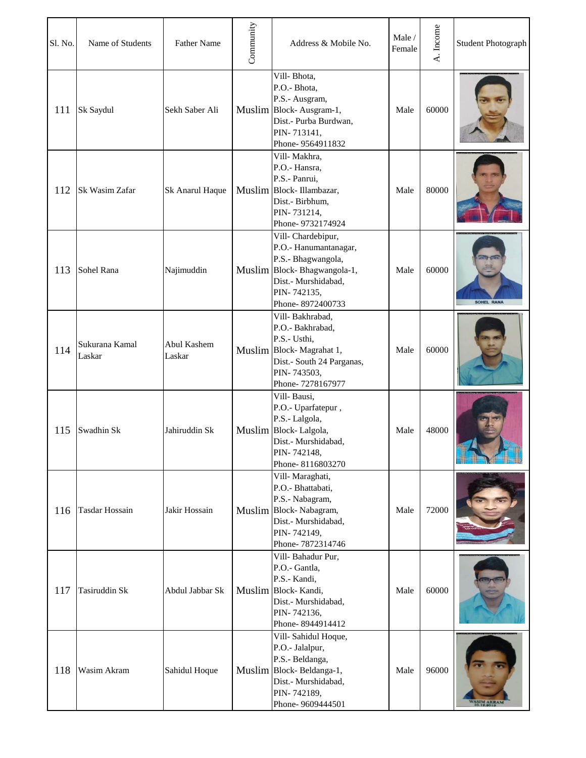| Sl. No. | Name of Students | Father Name | Community | Address & Mobile No. | Male / Female | A. Income | Student Photograph |
|---|---|---|---|---|---|---|---|
| 111 | Sk Saydul | Sekh Saber Ali | Muslim | Vill- Bhota, P.O.- Bhota, P.S.- Ausgram, Block- Ausgram-1, Dist.- Purba Burdwan, PIN- 713141, Phone- 9564911832 | Male | 60000 | |
| 112 | Sk Wasim Zafar | Sk Anarul Haque | Muslim | Vill- Makhra, P.O.- Hansra, P.S.- Panrui, Block- Illambazar, Dist.- Birbhum, PIN- 731214, Phone- 9732174924 | Male | 80000 | |
| 113 | Sohel Rana | Najimuddin | Muslim | Vill- Chardebipur, P.O.- Hanumantanagar, P.S.- Bhagwangola, Block- Bhagwangola-1, Dist.- Murshidabad, PIN- 742135, Phone- 8972400733 | Male | 60000 | |
| 114 | Sukurana Kamal Laskar | Abul Kashem Laskar | Muslim | Vill- Bakhrabad, P.O.- Bakhrabad, P.S.- Usthi, Block- Magrahat 1, Dist.- South 24 Parganas, PIN- 743503, Phone- 7278167977 | Male | 60000 | |
| 115 | Swadhin Sk | Jahiruddin Sk | Muslim | Vill- Bausi, P.O.- Uparfatepur , P.S.- Lalgola, Block- Lalgola, Dist.- Murshidabad, PIN- 742148, Phone- 8116803270 | Male | 48000 | |
| 116 | Tasdar Hossain | Jakir Hossain | Muslim | Vill- Maraghati, P.O.- Bhattabati, P.S.- Nabagram, Block- Nabagram, Dist.- Murshidabad, PIN- 742149, Phone- 7872314746 | Male | 72000 | |
| 117 | Tasiruddin Sk | Abdul Jabbar Sk | Muslim | Vill- Bahadur Pur, P.O.- Gantla, P.S.- Kandi, Block- Kandi, Dist.- Murshidabad, PIN- 742136, Phone- 8944914412 | Male | 60000 | |
| 118 | Wasim Akram | Sahidul Hoque | Muslim | Vill- Sahidul Hoque, P.O.- Jalalpur, P.S.- Beldanga, Block- Beldanga-1, Dist.- Murshidabad, PIN- 742189, Phone- 9609444501 | Male | 96000 | |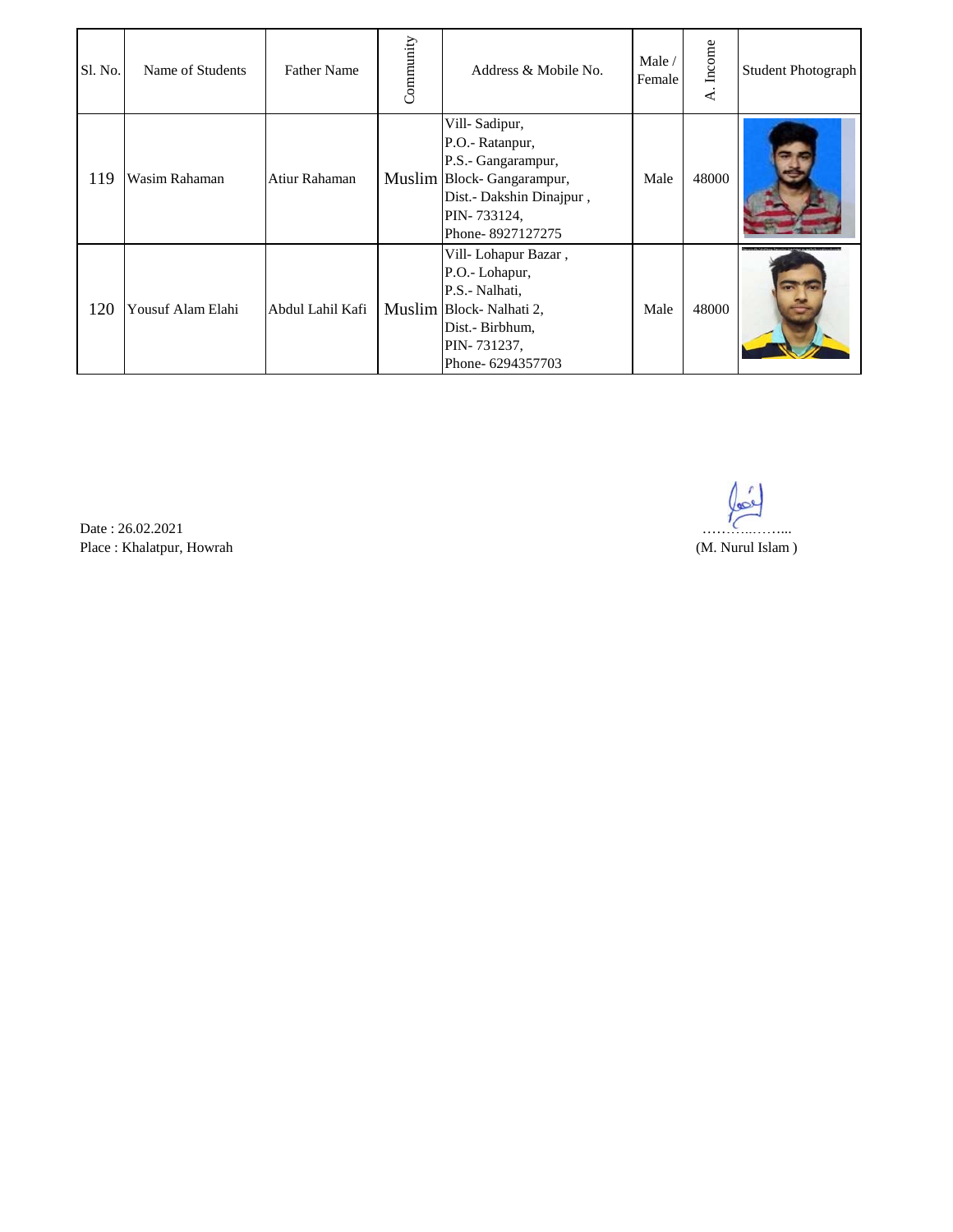| Sl. No. | Name of Students | Father Name | Community | Address & Mobile No. | Male / Female | A. Income | Student Photograph |
|---|---|---|---|---|---|---|---|
| 119 | Wasim Rahaman | Atiur Rahaman | Muslim | Vill- Sadipur, P.O.- Ratanpur, P.S.- Gangarampur, Block- Gangarampur, Dist.- Dakshin Dinajpur , PIN- 733124, Phone- 8927127275 | Male | 48000 | |
| 120 | Yousuf Alam Elahi | Abdul Lahil Kafi | Muslim | Vill- Lohapur Bazar , P.O.- Lohapur, P.S.- Nalhati, Block- Nalhati 2, Dist.- Birbhum, PIN- 731237, Phone- 6294357703 | Male | 48000 | |

Date : 26.02.2021
Place : Khalatpur, Howrah

…………..……...
(M. Nurul Islam )